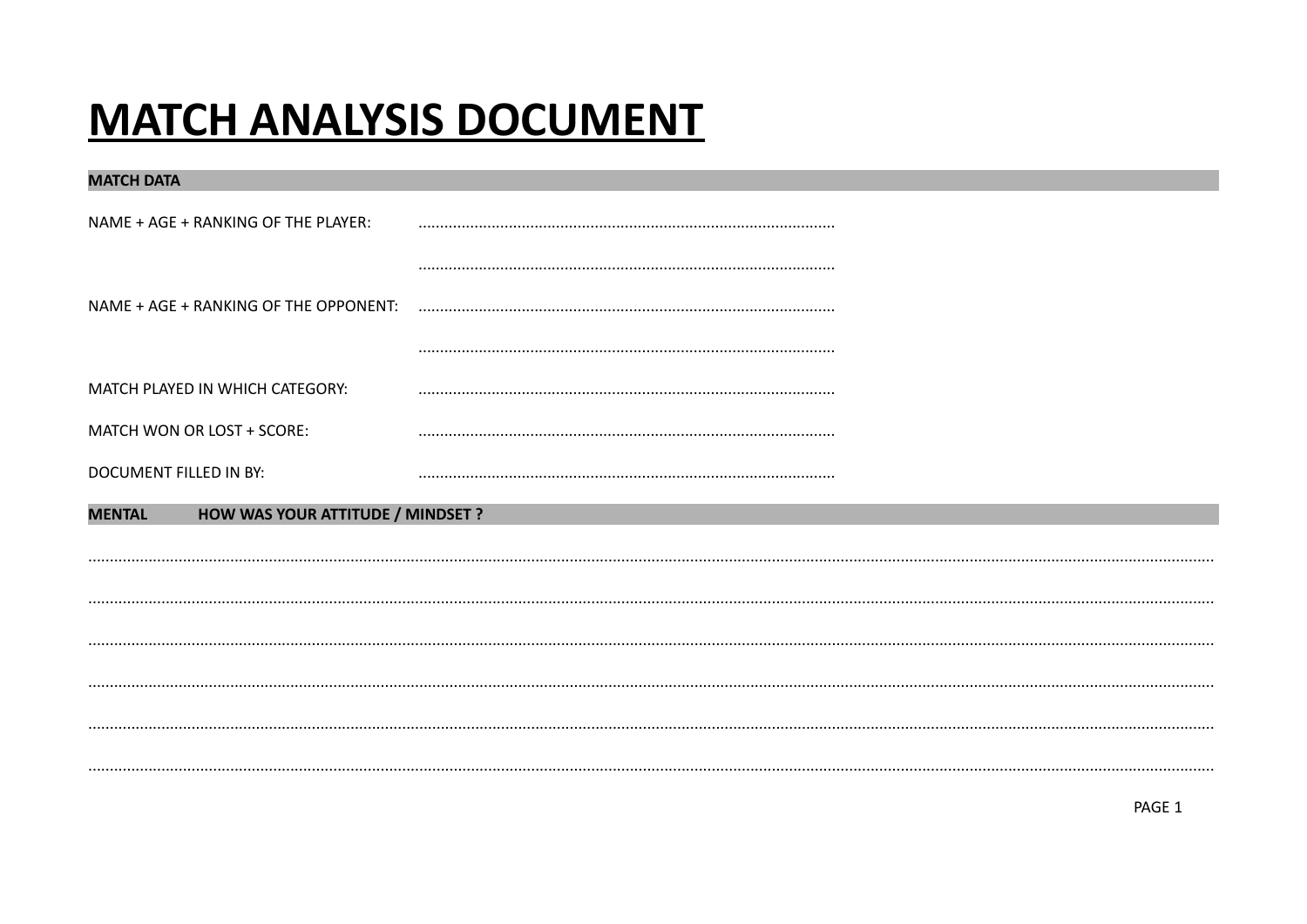# MATCH ANALYSIS DOCUMENT

## MATCH DATA

NAME + AGE + RANKING OF THE PLAYER: ..................................................................................................

..................................................................................................

NAME + AGE + RANKING OF THE OPPONENT: ..................................................................................................

..................................................................................................

MATCH PLAYED IN WHICH CATEGORY: ..................................................................................................

MATCH WON OR LOST + SCORE: ..................................................................................................

DOCUMENT FILLED IN BY: ..................................................................................................

## MENTAL HOW WAS YOUR ATTITUDE / MINDSET ?

..........................................................................................................................................................................................................................................

..........................................................................................................................................................................................................................................

..........................................................................................................................................................................................................................................

..........................................................................................................................................................................................................................................

..........................................................................................................................................................................................................................................

..........................................................................................................................................................................................................................................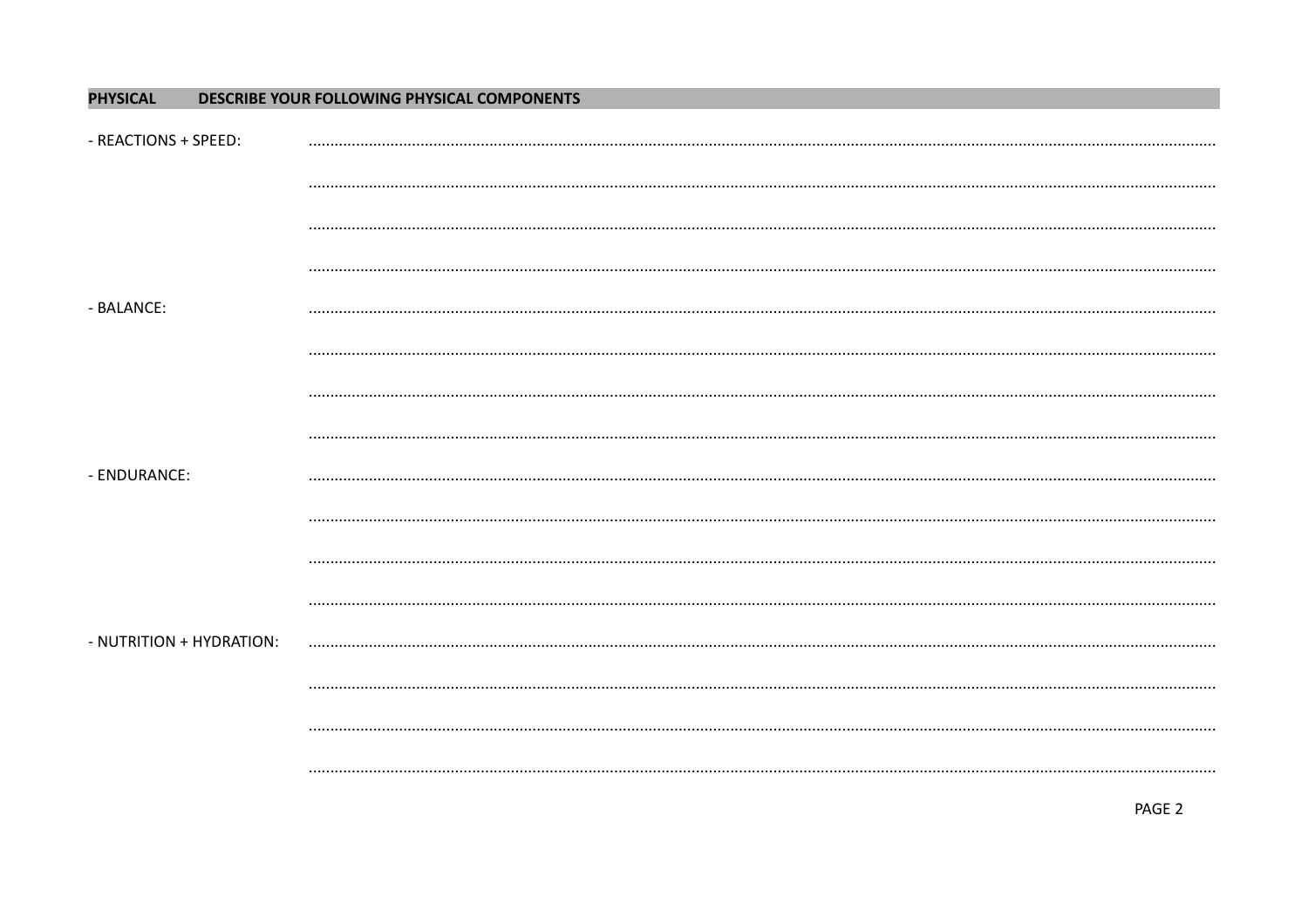**PHYSICAL** **DESCRIBE YOUR FOLLOWING PHYSICAL COMPONENTS**

- REACTIONS + SPEED: ..........

..........

..........

..........

- BALANCE: ..........

..........

..........

..........

- ENDURANCE: ..........

..........

..........

..........

- NUTRITION + HYDRATION: ..........

..........

..........

..........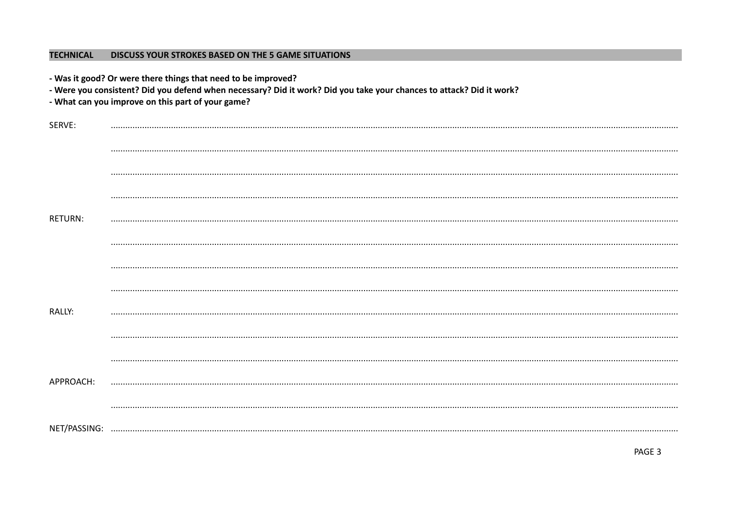## TECHNICAL — DISCUSS YOUR STROKES BASED ON THE 5 GAME SITUATIONS

**- Was it good? Or were there things that need to be improved?**
**- Were you consistent? Did you defend when necessary? Did it work? Did you take your chances to attack? Did it work?**
**- What can you improve on this part of your game?**

SERVE: ..............................................................................................................................................

..............................................................................................................................................

..............................................................................................................................................

..............................................................................................................................................

RETURN: ..............................................................................................................................................

..............................................................................................................................................

..............................................................................................................................................

..............................................................................................................................................

RALLY: ..............................................................................................................................................

..............................................................................................................................................

..............................................................................................................................................

APPROACH: ..............................................................................................................................................

..............................................................................................................................................

NET/PASSING: ..............................................................................................................................................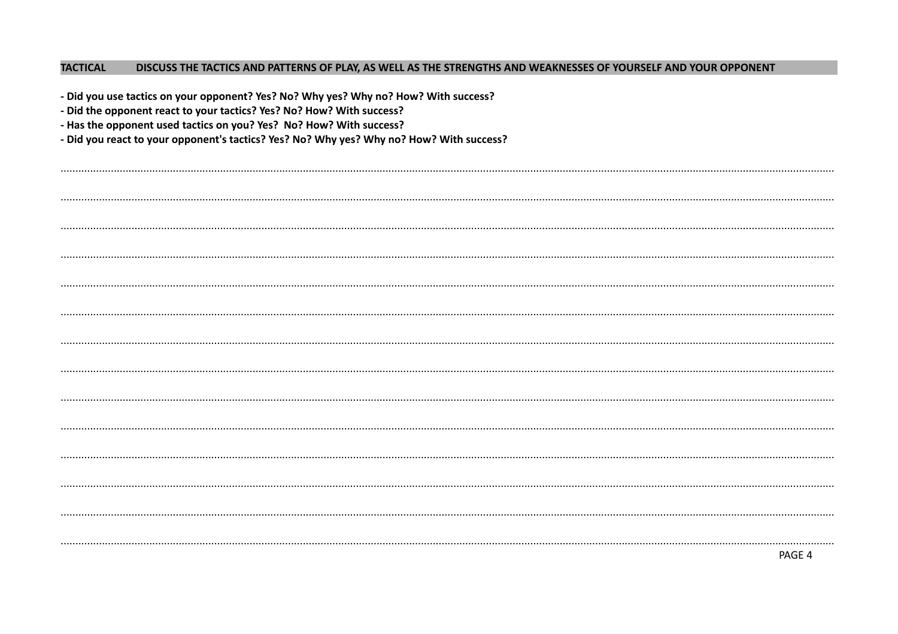**TACTICAL DISCUSS THE TACTICS AND PATTERNS OF PLAY, AS WELL AS THE STRENGTHS AND WEAKNESSES OF YOURSELF AND YOUR OPPONENT**

- **Did you use tactics on your opponent? Yes? No? Why yes? Why no? How? With success?**
- **Did the opponent react to your tactics? Yes? No? How? With success?**
- **Has the opponent used tactics on you? Yes? No? How? With success?**
- **Did you react to your opponent's tactics? Yes? No? Why yes? Why no? How? With success?**

..........................................................................................................................................................................................................................................

..........................................................................................................................................................................................................................................

..........................................................................................................................................................................................................................................

..........................................................................................................................................................................................................................................

..........................................................................................................................................................................................................................................

..........................................................................................................................................................................................................................................

..........................................................................................................................................................................................................................................

..........................................................................................................................................................................................................................................

..........................................................................................................................................................................................................................................

..........................................................................................................................................................................................................................................

..........................................................................................................................................................................................................................................

..........................................................................................................................................................................................................................................

..........................................................................................................................................................................................................................................

..........................................................................................................................................................................................................................................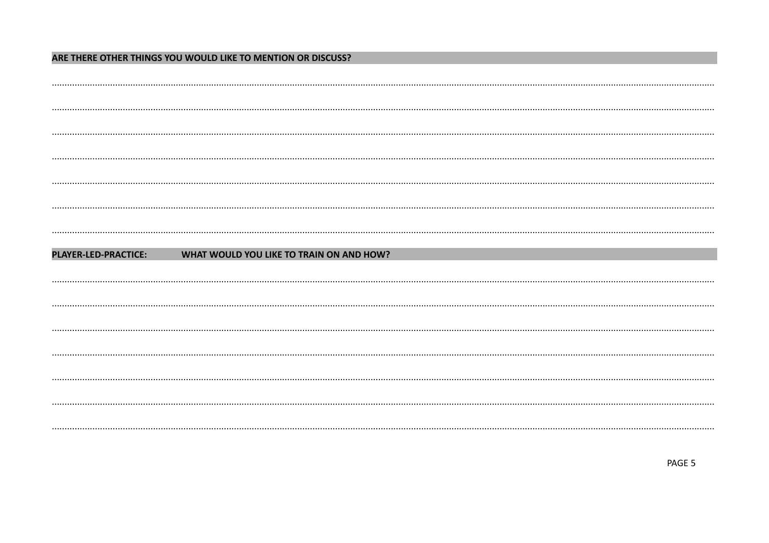## ARE THERE OTHER THINGS YOU WOULD LIKE TO MENTION OR DISCUSS?

............................................................................................................................................................................................................................................

............................................................................................................................................................................................................................................

............................................................................................................................................................................................................................................

............................................................................................................................................................................................................................................

............................................................................................................................................................................................................................................

............................................................................................................................................................................................................................................

............................................................................................................................................................................................................................................

## PLAYER-LED-PRACTICE: WHAT WOULD YOU LIKE TO TRAIN ON AND HOW?

............................................................................................................................................................................................................................................

............................................................................................................................................................................................................................................

............................................................................................................................................................................................................................................

............................................................................................................................................................................................................................................

............................................................................................................................................................................................................................................

............................................................................................................................................................................................................................................

............................................................................................................................................................................................................................................